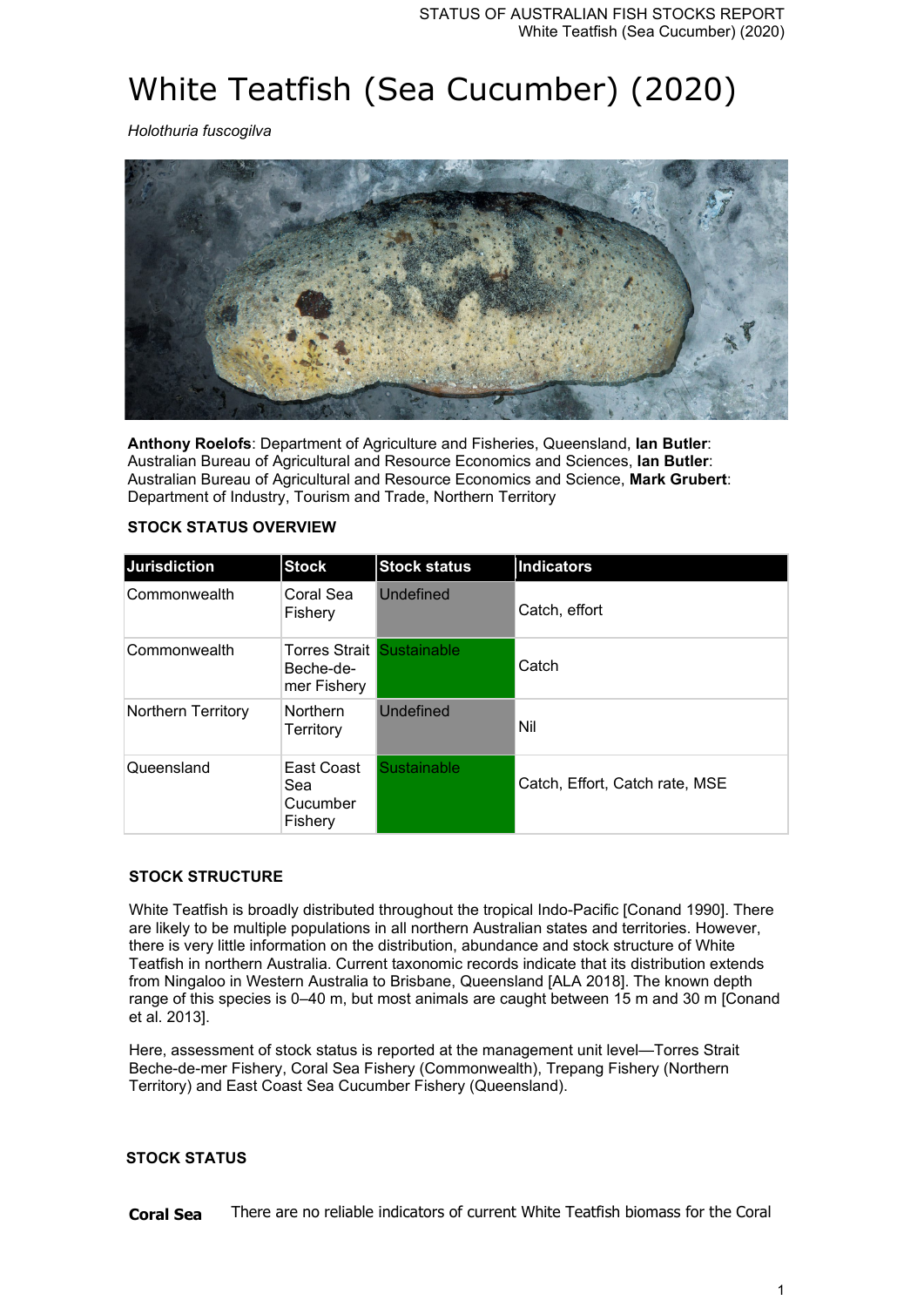# White Teatfish (Sea Cucumber) (2020)

*Holothuria fuscogilva*

**Anthony Roelofs**: Department of Agriculture and Fisheries, Queensland, **Ian Butler**: Australian Bureau of Agricultural and Resource Economics and Sciences, **Ian Butler**: Australian Bureau of Agricultural and Resource Economics and Science, **Mark Grubert**: Department of Industry, Tourism and Trade, Northern Territory

## STOCK STATUS OVERVIEW

| Jurisdiction | Stock | Stock status | Indicators |
|---|---|---|---|
| Commonwealth | Coral Sea Fishery | Undefined | Catch, effort |
| Commonwealth | Torres Strait Beche-de-mer Fishery | Sustainable | Catch |
| Northern Territory | Northern Territory | Undefined | Nil |
| Queensland | East Coast Sea Cucumber Fishery | Sustainable | Catch, Effort, Catch rate, MSE |

## STOCK STRUCTURE

White Teatfish is broadly distributed throughout the tropical Indo-Pacific [Conand 1990]. There are likely to be multiple populations in all northern Australian states and territories. However, there is very little information on the distribution, abundance and stock structure of White Teatfish in northern Australia. Current taxonomic records indicate that its distribution extends from Ningaloo in Western Australia to Brisbane, Queensland [ALA 2018]. The known depth range of this species is 0–40 m, but most animals are caught between 15 m and 30 m [Conand et al. 2013].

Here, assessment of stock status is reported at the management unit level—Torres Strait Beche-de-mer Fishery, Coral Sea Fishery (Commonwealth), Trepang Fishery (Northern Territory) and East Coast Sea Cucumber Fishery (Queensland).

## STOCK STATUS

**Coral Sea** There are no reliable indicators of current White Teatfish biomass for the Coral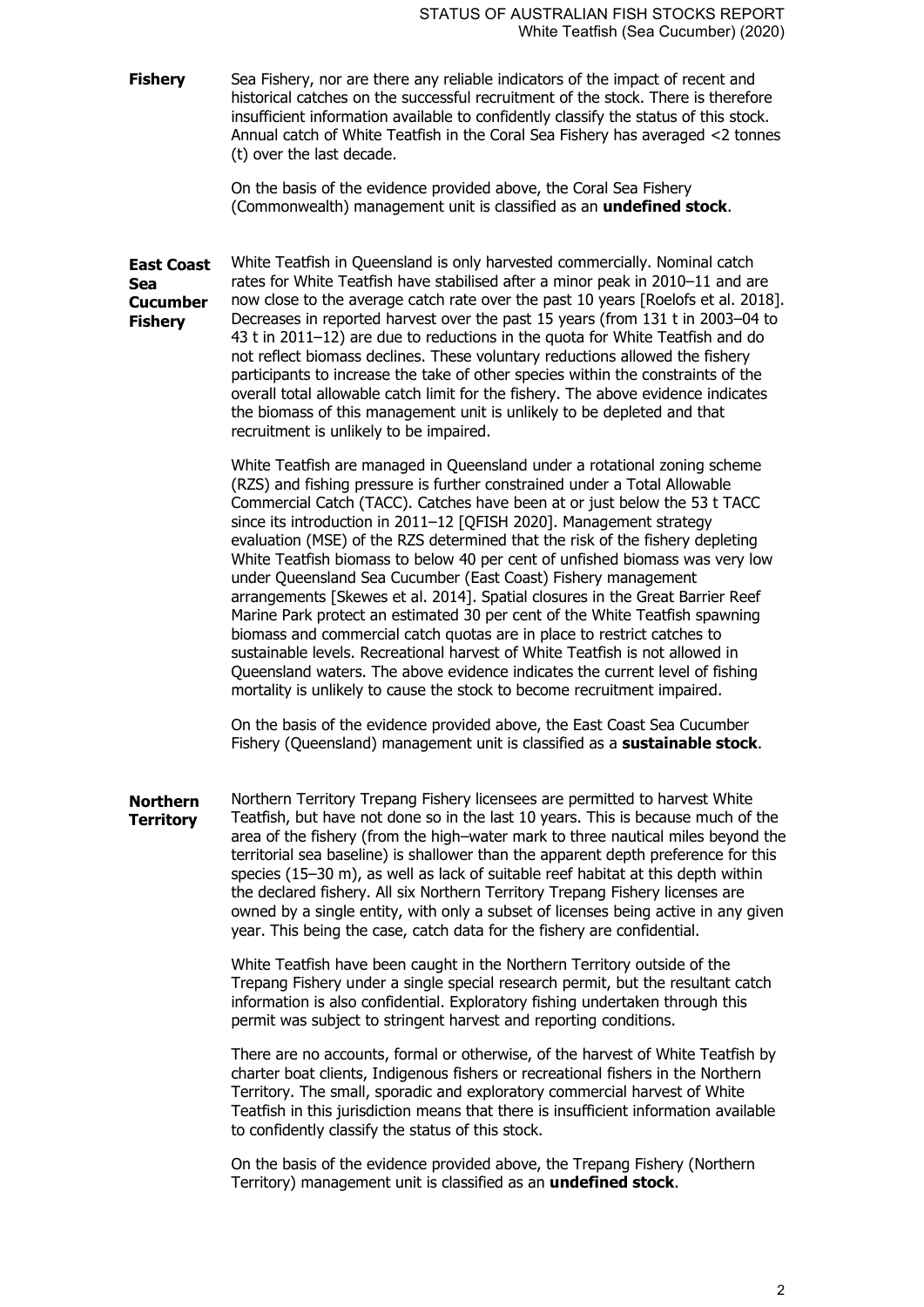**Fishery** Sea Fishery, nor are there any reliable indicators of the impact of recent and historical catches on the successful recruitment of the stock. There is therefore insufficient information available to confidently classify the status of this stock. Annual catch of White Teatfish in the Coral Sea Fishery has averaged <2 tonnes (t) over the last decade.

On the basis of the evidence provided above, the Coral Sea Fishery (Commonwealth) management unit is classified as an **undefined stock**.

**East Coast Sea Cucumber Fishery**

White Teatfish in Queensland is only harvested commercially. Nominal catch rates for White Teatfish have stabilised after a minor peak in 2010–11 and are now close to the average catch rate over the past 10 years [Roelofs et al. 2018]. Decreases in reported harvest over the past 15 years (from 131 t in 2003–04 to 43 t in 2011–12) are due to reductions in the quota for White Teatfish and do not reflect biomass declines. These voluntary reductions allowed the fishery participants to increase the take of other species within the constraints of the overall total allowable catch limit for the fishery. The above evidence indicates the biomass of this management unit is unlikely to be depleted and that recruitment is unlikely to be impaired.

White Teatfish are managed in Queensland under a rotational zoning scheme (RZS) and fishing pressure is further constrained under a Total Allowable Commercial Catch (TACC). Catches have been at or just below the 53 t TACC since its introduction in 2011–12 [QFISH 2020]. Management strategy evaluation (MSE) of the RZS determined that the risk of the fishery depleting White Teatfish biomass to below 40 per cent of unfished biomass was very low under Queensland Sea Cucumber (East Coast) Fishery management arrangements [Skewes et al. 2014]. Spatial closures in the Great Barrier Reef Marine Park protect an estimated 30 per cent of the White Teatfish spawning biomass and commercial catch quotas are in place to restrict catches to sustainable levels. Recreational harvest of White Teatfish is not allowed in Queensland waters. The above evidence indicates the current level of fishing mortality is unlikely to cause the stock to become recruitment impaired.

On the basis of the evidence provided above, the East Coast Sea Cucumber Fishery (Queensland) management unit is classified as a **sustainable stock**.

**Northern Territory**

Northern Territory Trepang Fishery licensees are permitted to harvest White Teatfish, but have not done so in the last 10 years. This is because much of the area of the fishery (from the high–water mark to three nautical miles beyond the territorial sea baseline) is shallower than the apparent depth preference for this species (15–30 m), as well as lack of suitable reef habitat at this depth within the declared fishery. All six Northern Territory Trepang Fishery licenses are owned by a single entity, with only a subset of licenses being active in any given year. This being the case, catch data for the fishery are confidential.

White Teatfish have been caught in the Northern Territory outside of the Trepang Fishery under a single special research permit, but the resultant catch information is also confidential. Exploratory fishing undertaken through this permit was subject to stringent harvest and reporting conditions.

There are no accounts, formal or otherwise, of the harvest of White Teatfish by charter boat clients, Indigenous fishers or recreational fishers in the Northern Territory. The small, sporadic and exploratory commercial harvest of White Teatfish in this jurisdiction means that there is insufficient information available to confidently classify the status of this stock.

On the basis of the evidence provided above, the Trepang Fishery (Northern Territory) management unit is classified as an **undefined stock**.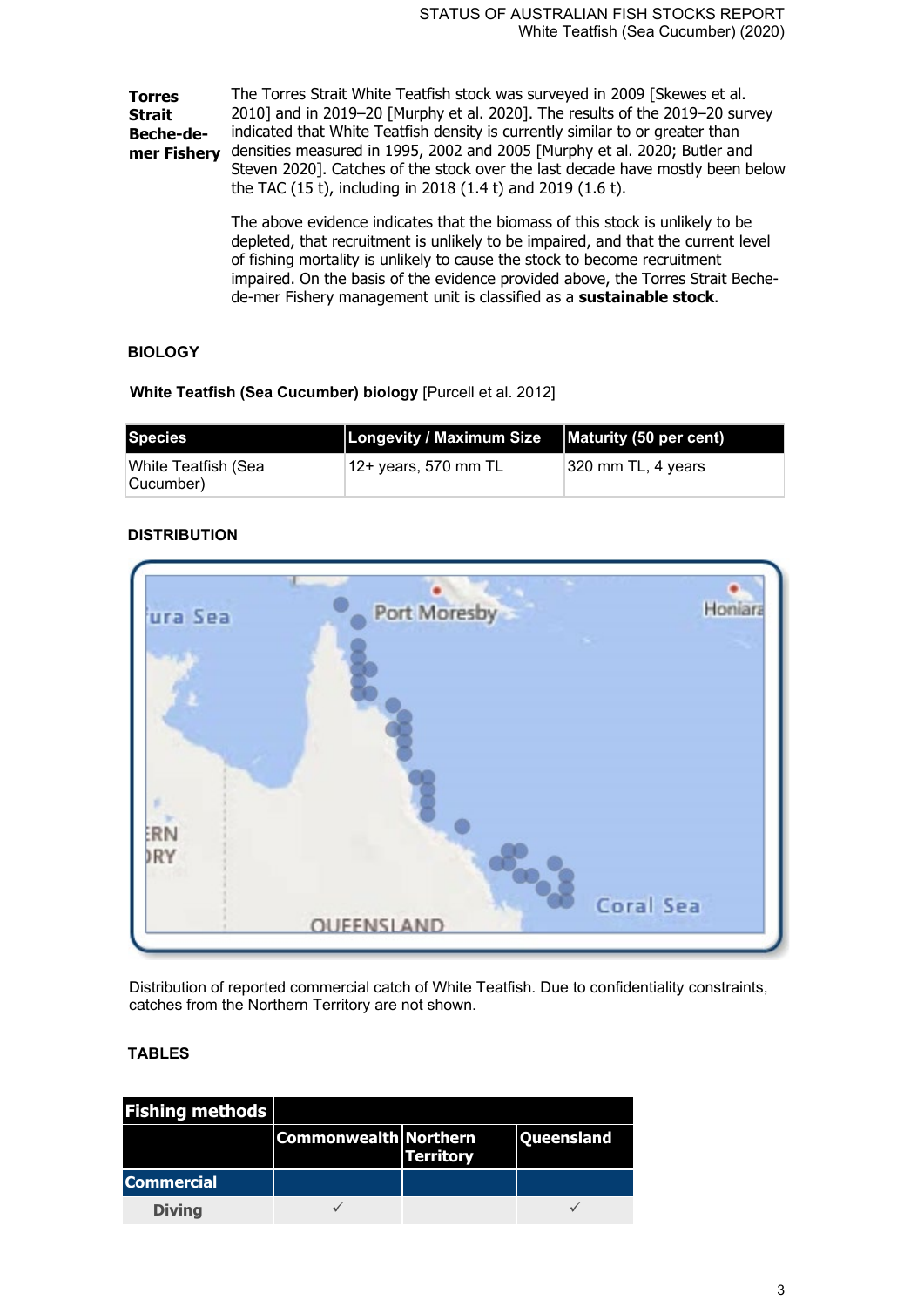| | |
|---|---|
| **Torres Strait Beche-de-mer Fishery** | The Torres Strait White Teatfish stock was surveyed in 2009 [Skewes et al. 2010] and in 2019–20 [Murphy et al. 2020]. The results of the 2019–20 survey indicated that White Teatfish density is currently similar to or greater than densities measured in 1995, 2002 and 2005 [Murphy et al. 2020; Butler and Steven 2020]. Catches of the stock over the last decade have mostly been below the TAC (15 t), including in 2018 (1.4 t) and 2019 (1.6 t).<br><br>The above evidence indicates that the biomass of this stock is unlikely to be depleted, that recruitment is unlikely to be impaired, and that the current level of fishing mortality is unlikely to cause the stock to become recruitment impaired. On the basis of the evidence provided above, the Torres Strait Beche-de-mer Fishery management unit is classified as a **sustainable stock**. |

## BIOLOGY

**White Teatfish (Sea Cucumber) biology** [Purcell et al. 2012]

| Species | Longevity / Maximum Size | Maturity (50 per cent) |
|---|---|---|
| White Teatfish (Sea Cucumber) | 12+ years, 570 mm TL | 320 mm TL, 4 years |

## DISTRIBUTION

Distribution of reported commercial catch of White Teatfish. Due to confidentiality constraints, catches from the Northern Territory are not shown.

## TABLES

| Fishing methods | | | |
|---|---|---|---|
| | Commonwealth | Northern Territory | Queensland |
| **Commercial** | | | |
| Diving | ✓ | | ✓ |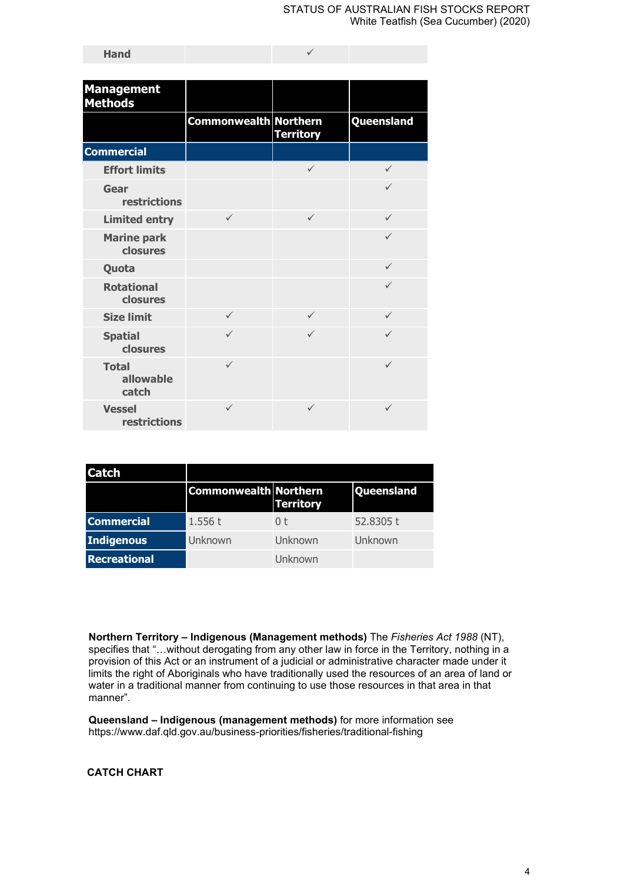| Hand | | ✓ | |
|---|---|---|---|

| Management Methods | | | |
|---|---|---|---|
| | Commonwealth | Northern Territory | Queensland |
| **Commercial** | | | |
| Effort limits | | ✓ | ✓ |
| Gear restrictions | | | ✓ |
| Limited entry | ✓ | ✓ | ✓ |
| Marine park closures | | | ✓ |
| Quota | | | ✓ |
| Rotational closures | | | ✓ |
| Size limit | ✓ | ✓ | ✓ |
| Spatial closures | ✓ | ✓ | ✓ |
| Total allowable catch | ✓ | | ✓ |
| Vessel restrictions | ✓ | ✓ | ✓ |

| Catch | | | |
|---|---|---|---|
| | Commonwealth | Northern Territory | Queensland |
| **Commercial** | 1.556 t | 0 t | 52.8305 t |
| **Indigenous** | Unknown | Unknown | Unknown |
| **Recreational** | | Unknown | |

**Northern Territory – Indigenous (Management methods)** The *Fisheries Act 1988* (NT), specifies that "…without derogating from any other law in force in the Territory, nothing in a provision of this Act or an instrument of a judicial or administrative character made under it limits the right of Aboriginals who have traditionally used the resources of an area of land or water in a traditional manner from continuing to use those resources in that area in that manner".

**Queensland – Indigenous (management methods)** for more information see https://www.daf.qld.gov.au/business-priorities/fisheries/traditional-fishing

**CATCH CHART**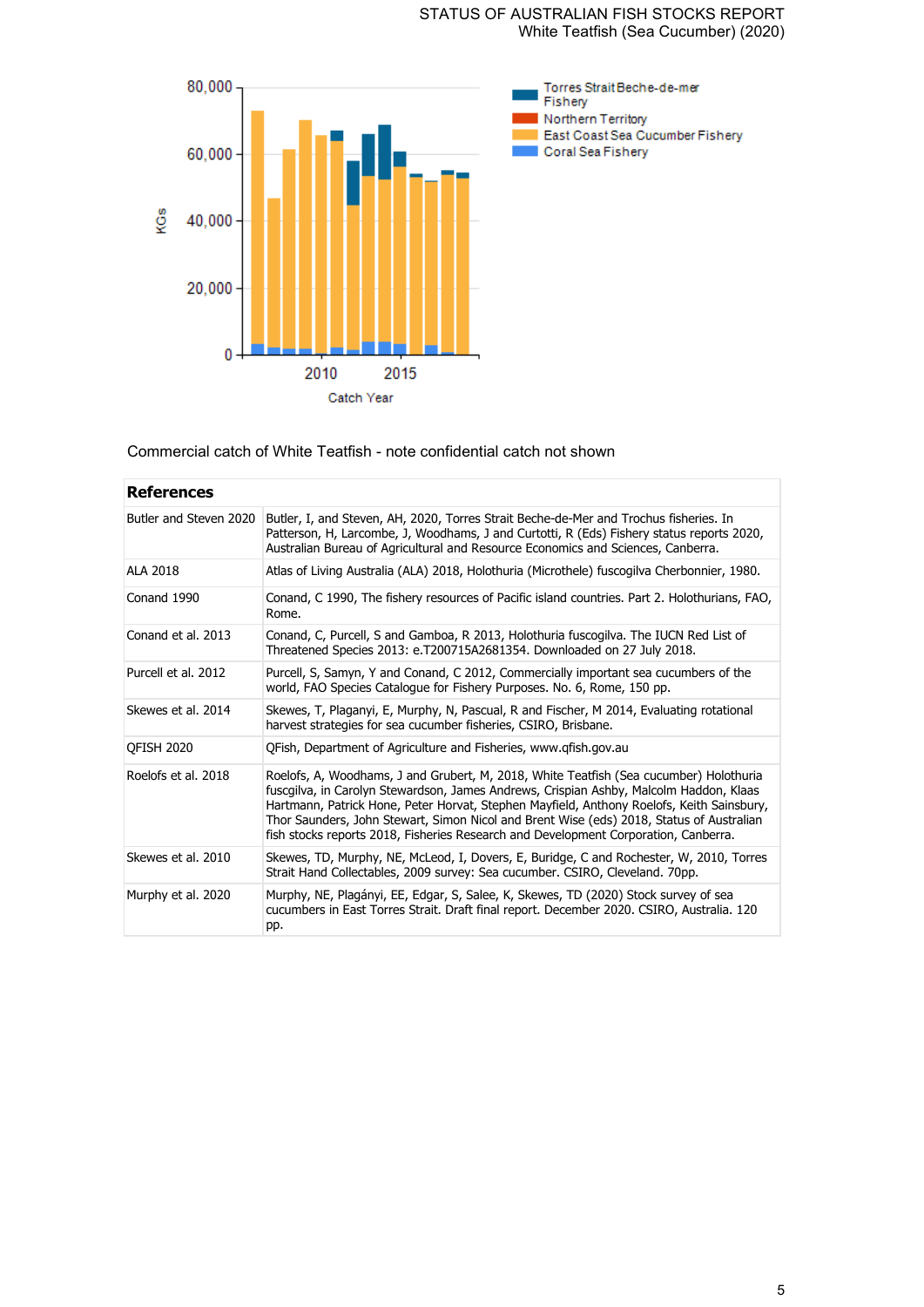80,000
60,000
40,000
20,000
0
KGs
2010
2015
Catch Year

Torres Strait Beche-de-mer Fishery
Northern Territory
East Coast Sea Cucumber Fishery
Coral Sea Fishery

Commercial catch of White Teatfish - note confidential catch not shown

| **References** | |
|---|---|
| Butler and Steven 2020 | Butler, I, and Steven, AH, 2020, Torres Strait Beche-de-Mer and Trochus fisheries. In Patterson, H, Larcombe, J, Woodhams, J and Curtotti, R (Eds) Fishery status reports 2020, Australian Bureau of Agricultural and Resource Economics and Sciences, Canberra. |
| ALA 2018 | Atlas of Living Australia (ALA) 2018, Holothuria (Microthele) fuscogilva Cherbonnier, 1980. |
| Conand 1990 | Conand, C 1990, The fishery resources of Pacific island countries. Part 2. Holothurians, FAO, Rome. |
| Conand et al. 2013 | Conand, C, Purcell, S and Gamboa, R 2013, Holothuria fuscogilva. The IUCN Red List of Threatened Species 2013: e.T200715A2681354. Downloaded on 27 July 2018. |
| Purcell et al. 2012 | Purcell, S, Samyn, Y and Conand, C 2012, Commercially important sea cucumbers of the world, FAO Species Catalogue for Fishery Purposes. No. 6, Rome, 150 pp. |
| Skewes et al. 2014 | Skewes, T, Plaganyi, E, Murphy, N, Pascual, R and Fischer, M 2014, Evaluating rotational harvest strategies for sea cucumber fisheries, CSIRO, Brisbane. |
| QFISH 2020 | QFish, Department of Agriculture and Fisheries, www.qfish.gov.au |
| Roelofs et al. 2018 | Roelofs, A, Woodhams, J and Grubert, M, 2018, White Teatfish (Sea cucumber) Holothuria fuscgilva, in Carolyn Stewardson, James Andrews, Crispian Ashby, Malcolm Haddon, Klaas Hartmann, Patrick Hone, Peter Horvat, Stephen Mayfield, Anthony Roelofs, Keith Sainsbury, Thor Saunders, John Stewart, Simon Nicol and Brent Wise (eds) 2018, Status of Australian fish stocks reports 2018, Fisheries Research and Development Corporation, Canberra. |
| Skewes et al. 2010 | Skewes, TD, Murphy, NE, McLeod, I, Dovers, E, Buridge, C and Rochester, W, 2010, Torres Strait Hand Collectables, 2009 survey: Sea cucumber. CSIRO, Cleveland. 70pp. |
| Murphy et al. 2020 | Murphy, NE, Plagányi, EE, Edgar, S, Salee, K, Skewes, TD (2020) Stock survey of sea cucumbers in East Torres Strait. Draft final report. December 2020. CSIRO, Australia. 120 pp. |